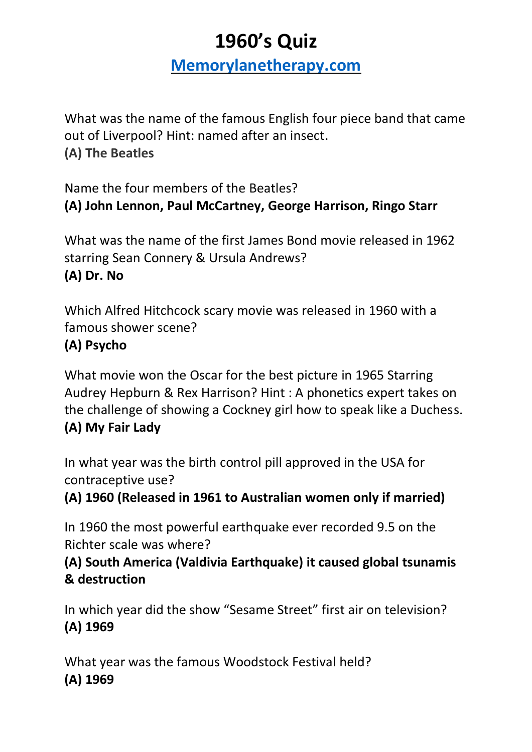# 1960's Quiz

## Memorylanetherapy.com

What was the name of the famous English four piece band that came out of Liverpool? Hint: named after an insect.
**(A) The Beatles**

Name the four members of the Beatles?
**(A) John Lennon, Paul McCartney, George Harrison, Ringo Starr**

What was the name of the first James Bond movie released in 1962 starring Sean Connery & Ursula Andrews?
**(A) Dr. No**

Which Alfred Hitchcock scary movie was released in 1960 with a famous shower scene?
**(A) Psycho**

What movie won the Oscar for the best picture in 1965 Starring Audrey Hepburn & Rex Harrison? Hint : A phonetics expert takes on the challenge of showing a Cockney girl how to speak like a Duchess.
**(A) My Fair Lady**

In what year was the birth control pill approved in the USA for contraceptive use?
**(A) 1960 (Released in 1961 to Australian women only if married)**

In 1960 the most powerful earthquake ever recorded 9.5 on the Richter scale was where?
**(A) South America (Valdivia Earthquake) it caused global tsunamis & destruction**

In which year did the show "Sesame Street" first air on television?
**(A) 1969**

What year was the famous Woodstock Festival held?
**(A) 1969**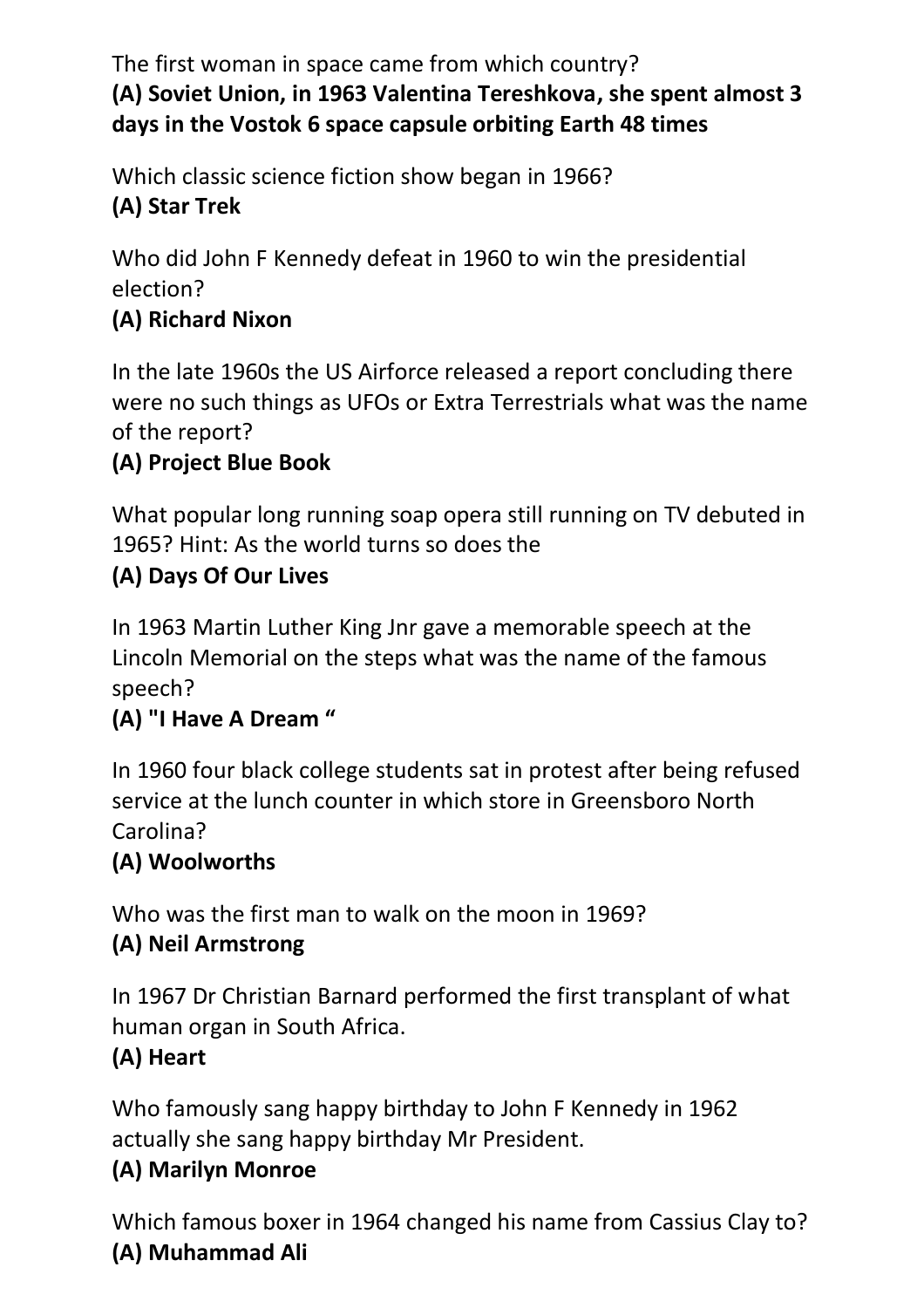The first woman in space came from which country?
**(A) Soviet Union, in 1963 Valentina Tereshkova, she spent almost 3 days in the Vostok 6 space capsule orbiting Earth 48 times**

Which classic science fiction show began in 1966?
**(A) Star Trek**

Who did John F Kennedy defeat in 1960 to win the presidential election?
**(A) Richard Nixon**

In the late 1960s the US Airforce released a report concluding there were no such things as UFOs or Extra Terrestrials what was the name of the report?
**(A) Project Blue Book**

What popular long running soap opera still running on TV debuted in 1965? Hint: As the world turns so does the
**(A) Days Of Our Lives**

In 1963 Martin Luther King Jnr gave a memorable speech at the Lincoln Memorial on the steps what was the name of the famous speech?
**(A) "I Have A Dream "**

In 1960 four black college students sat in protest after being refused service at the lunch counter in which store in Greensboro North Carolina?
**(A) Woolworths**

Who was the first man to walk on the moon in 1969?
**(A) Neil Armstrong**

In 1967 Dr Christian Barnard performed the first transplant of what human organ in South Africa.
**(A) Heart**

Who famously sang happy birthday to John F Kennedy in 1962 actually she sang happy birthday Mr President.
**(A) Marilyn Monroe**

Which famous boxer in 1964 changed his name from Cassius Clay to?
**(A) Muhammad Ali**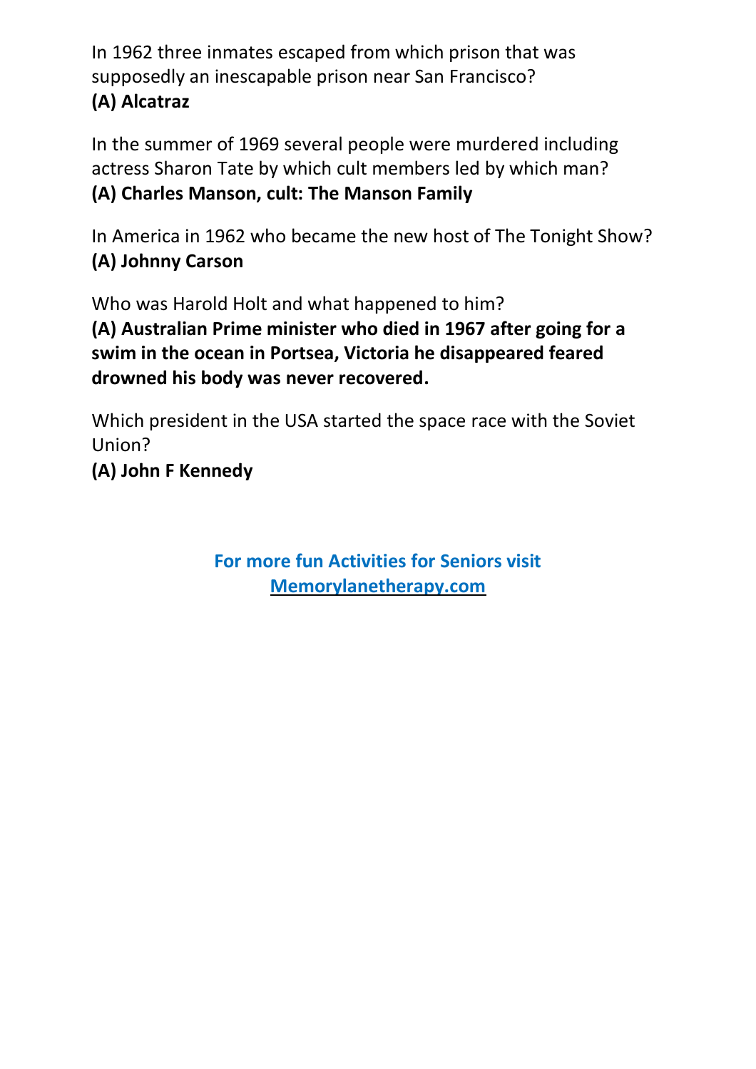In 1962 three inmates escaped from which prison that was supposedly an inescapable prison near San Francisco?
**(A) Alcatraz**

In the summer of 1969 several people were murdered including actress Sharon Tate by which cult members led by which man?
**(A) Charles Manson, cult: The Manson Family**

In America in 1962 who became the new host of The Tonight Show?
**(A) Johnny Carson**

Who was Harold Holt and what happened to him?
**(A) Australian Prime minister who died in 1967 after going for a swim in the ocean in Portsea, Victoria he disappeared feared drowned his body was never recovered.**

Which president in the USA started the space race with the Soviet Union?
**(A) John F Kennedy**

**For more fun Activities for Seniors visit [Memorylanetherapy.com](Memorylanetherapy.com)**